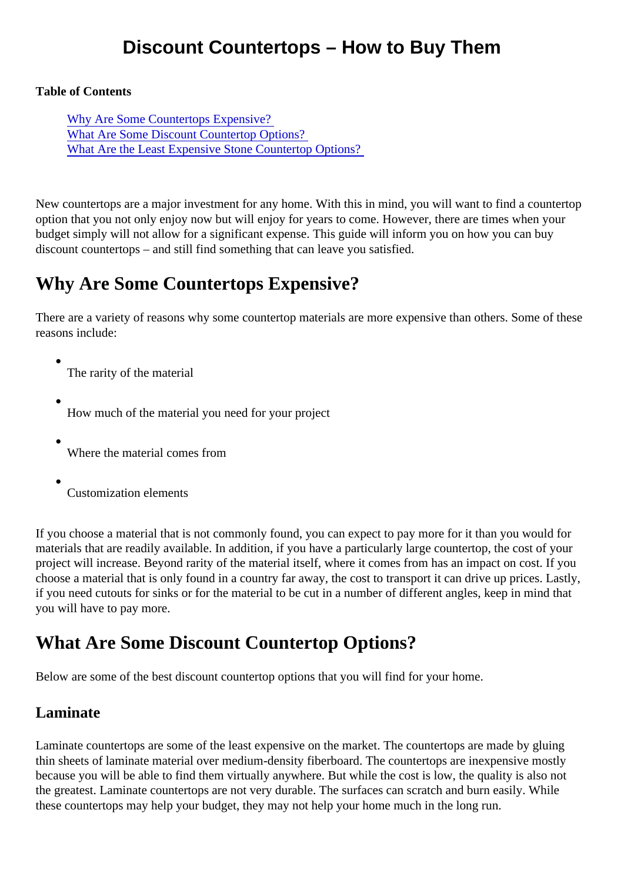# Discount Countertops – How to Buy Them

**Table of Contents**

- Why Are Some Countertops Expensive?
- What Are Some Discount Countertop Options?
- What Are the Least Expensive Stone Countertop Options?

New countertops are a major investment for any home. With this in mind, you will want to find a countertop option that you not only enjoy now but will enjoy for years to come. However, there are times when your budget simply will not allow for a significant expense. This guide will inform you on how you can buy discount countertops – and still find something that can leave you satisfied.

## Why Are Some Countertops Expensive?

There are a variety of reasons why some countertop materials are more expensive than others. Some of these reasons include:

- The rarity of the material
- How much of the material you need for your project
- Where the material comes from
- Customization elements

If you choose a material that is not commonly found, you can expect to pay more for it than you would for materials that are readily available. In addition, if you have a particularly large countertop, the cost of your project will increase. Beyond rarity of the material itself, where it comes from has an impact on cost. If you choose a material that is only found in a country far away, the cost to transport it can drive up prices. Lastly, if you need cutouts for sinks or for the material to be cut in a number of different angles, keep in mind that you will have to pay more.

## What Are Some Discount Countertop Options?

Below are some of the best discount countertop options that you will find for your home.

### Laminate

Laminate countertops are some of the least expensive on the market. The countertops are made by gluing thin sheets of laminate material over medium-density fiberboard. The countertops are inexpensive mostly because you will be able to find them virtually anywhere. But while the cost is low, the quality is also not the greatest. Laminate countertops are not very durable. The surfaces can scratch and burn easily. While these countertops may help your budget, they may not help your home much in the long run.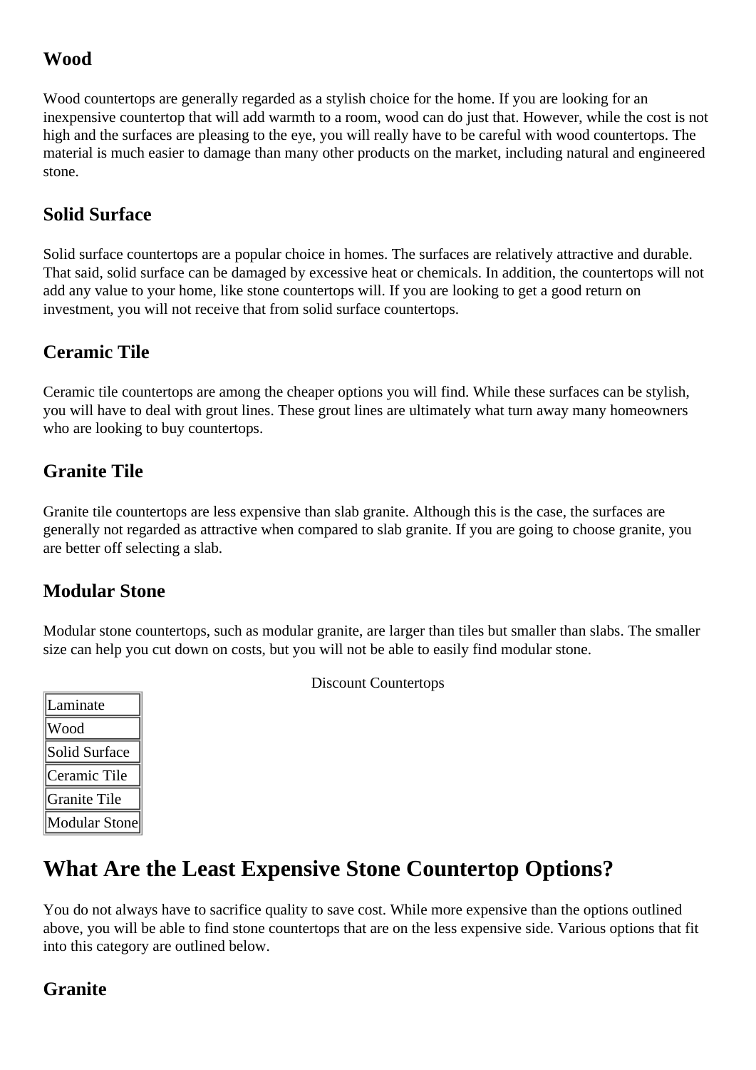### Wood

Wood countertops are generally regarded as a stylish choice for the home. If you are looking for an inexpensive countertop that will add warmth to a room, wood can do just that. However, while the cost is not high and the surfaces are pleasing to the eye, you will really have to be careful with wood countertops. The material is much easier to damage than many other products on the market, including natural and engineered stone.

### Solid Surface

Solid surface countertops are a popular choice in homes. The surfaces are relatively attractive and durable. That said, solid surface can be damaged by excessive heat or chemicals. In addition, the countertops will not add any value to your home, like stone countertops will. If you are looking to get a good return on investment, you will not receive that from solid surface countertops.

### Ceramic Tile

Ceramic tile countertops are among the cheaper options you will find. While these surfaces can be stylish, you will have to deal with grout lines. These grout lines are ultimately what turn away many homeowners who are looking to buy countertops.

### Granite Tile

Granite tile countertops are less expensive than slab granite. Although this is the case, the surfaces are generally not regarded as attractive when compared to slab granite. If you are going to choose granite, you are better off selecting a slab.

### Modular Stone

Modular stone countertops, such as modular granite, are larger than tiles but smaller than slabs. The smaller size can help you cut down on costs, but you will not be able to easily find modular stone.

Discount Countertops

| Discount Countertops |
|---|
| Laminate |
| Wood |
| Solid Surface |
| Ceramic Tile |
| Granite Tile |
| Modular Stone |

## What Are the Least Expensive Stone Countertop Options?

You do not always have to sacrifice quality to save cost. While more expensive than the options outlined above, you will be able to find stone countertops that are on the less expensive side. Various options that fit into this category are outlined below.

### Granite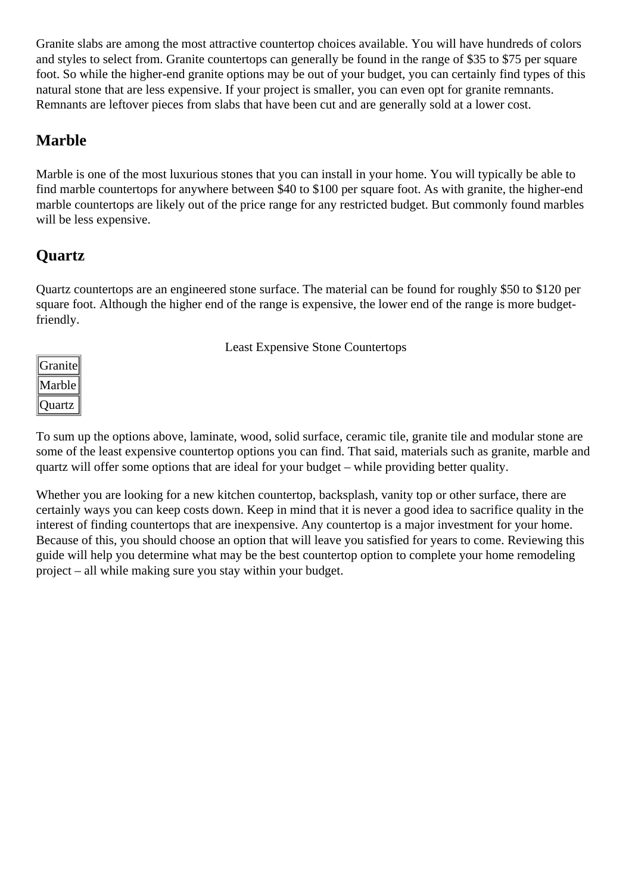Granite slabs are among the most attractive countertop choices available. You will have hundreds of colors and styles to select from. Granite countertops can generally be found in the range of $35 to $75 per square foot. So while the higher-end granite options may be out of your budget, you can certainly find types of this natural stone that are less expensive. If your project is smaller, you can even opt for granite remnants. Remnants are leftover pieces from slabs that have been cut and are generally sold at a lower cost.

## Marble

Marble is one of the most luxurious stones that you can install in your home. You will typically be able to find marble countertops for anywhere between $40 to $100 per square foot. As with granite, the higher-end marble countertops are likely out of the price range for any restricted budget. But commonly found marbles will be less expensive.

## Quartz

Quartz countertops are an engineered stone surface. The material can be found for roughly $50 to $120 per square foot. Although the higher end of the range is expensive, the lower end of the range is more budget-friendly.

Least Expensive Stone Countertops

| |
|---|
| Granite |
| Marble |
| Quartz |

To sum up the options above, laminate, wood, solid surface, ceramic tile, granite tile and modular stone are some of the least expensive countertop options you can find. That said, materials such as granite, marble and quartz will offer some options that are ideal for your budget – while providing better quality.

Whether you are looking for a new kitchen countertop, backsplash, vanity top or other surface, there are certainly ways you can keep costs down. Keep in mind that it is never a good idea to sacrifice quality in the interest of finding countertops that are inexpensive. Any countertop is a major investment for your home. Because of this, you should choose an option that will leave you satisfied for years to come. Reviewing this guide will help you determine what may be the best countertop option to complete your home remodeling project – all while making sure you stay within your budget.